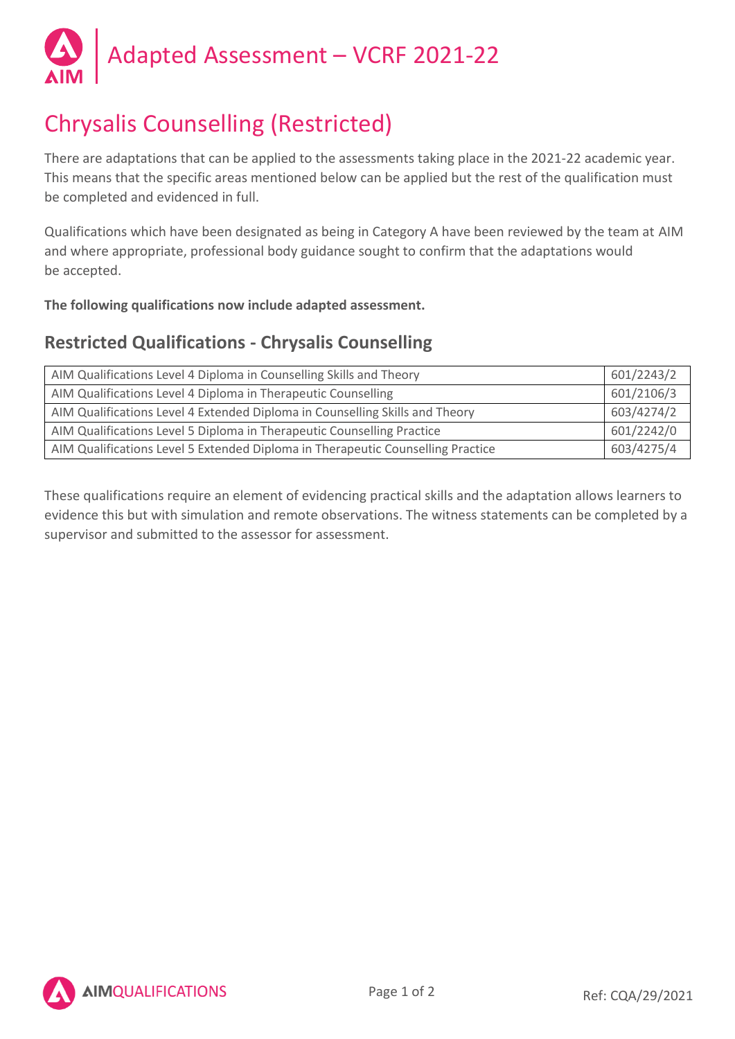# Adapted Assessment – VCRF 2021-22

## Chrysalis Counselling (Restricted)

There are adaptations that can be applied to the assessments taking place in the 2021-22 academic year. This means that the specific areas mentioned below can be applied but the rest of the qualification must be completed and evidenced in full.

Qualifications which have been designated as being in Category A have been reviewed by the team at AIM and where appropriate, professional body guidance sought to confirm that the adaptations would be accepted.

**The following qualifications now include adapted assessment.**

### Restricted Qualifications - Chrysalis Counselling

| | |
|---|---|
| AIM Qualifications Level 4 Diploma in Counselling Skills and Theory | 601/2243/2 |
| AIM Qualifications Level 4 Diploma in Therapeutic Counselling | 601/2106/3 |
| AIM Qualifications Level 4 Extended Diploma in Counselling Skills and Theory | 603/4274/2 |
| AIM Qualifications Level 5 Diploma in Therapeutic Counselling Practice | 601/2242/0 |
| AIM Qualifications Level 5 Extended Diploma in Therapeutic Counselling Practice | 603/4275/4 |

These qualifications require an element of evidencing practical skills and the adaptation allows learners to evidence this but with simulation and remote observations. The witness statements can be completed by a supervisor and submitted to the assessor for assessment.

Ref: CQA/29/2021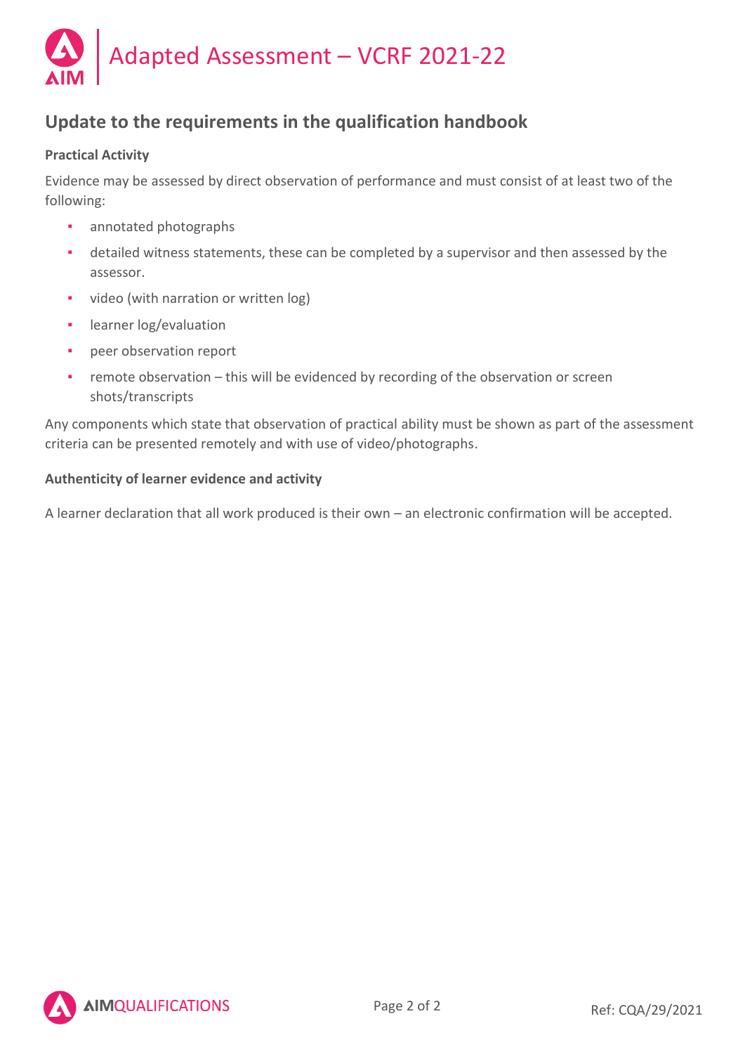## Update to the requirements in the qualification handbook

**Practical Activity**

Evidence may be assessed by direct observation of performance and must consist of at least two of the following:

- annotated photographs
- detailed witness statements, these can be completed by a supervisor and then assessed by the assessor.
- video (with narration or written log)
- learner log/evaluation
- peer observation report
- remote observation – this will be evidenced by recording of the observation or screen shots/transcripts

Any components which state that observation of practical ability must be shown as part of the assessment criteria can be presented remotely and with use of video/photographs.

**Authenticity of learner evidence and activity**

A learner declaration that all work produced is their own – an electronic confirmation will be accepted.